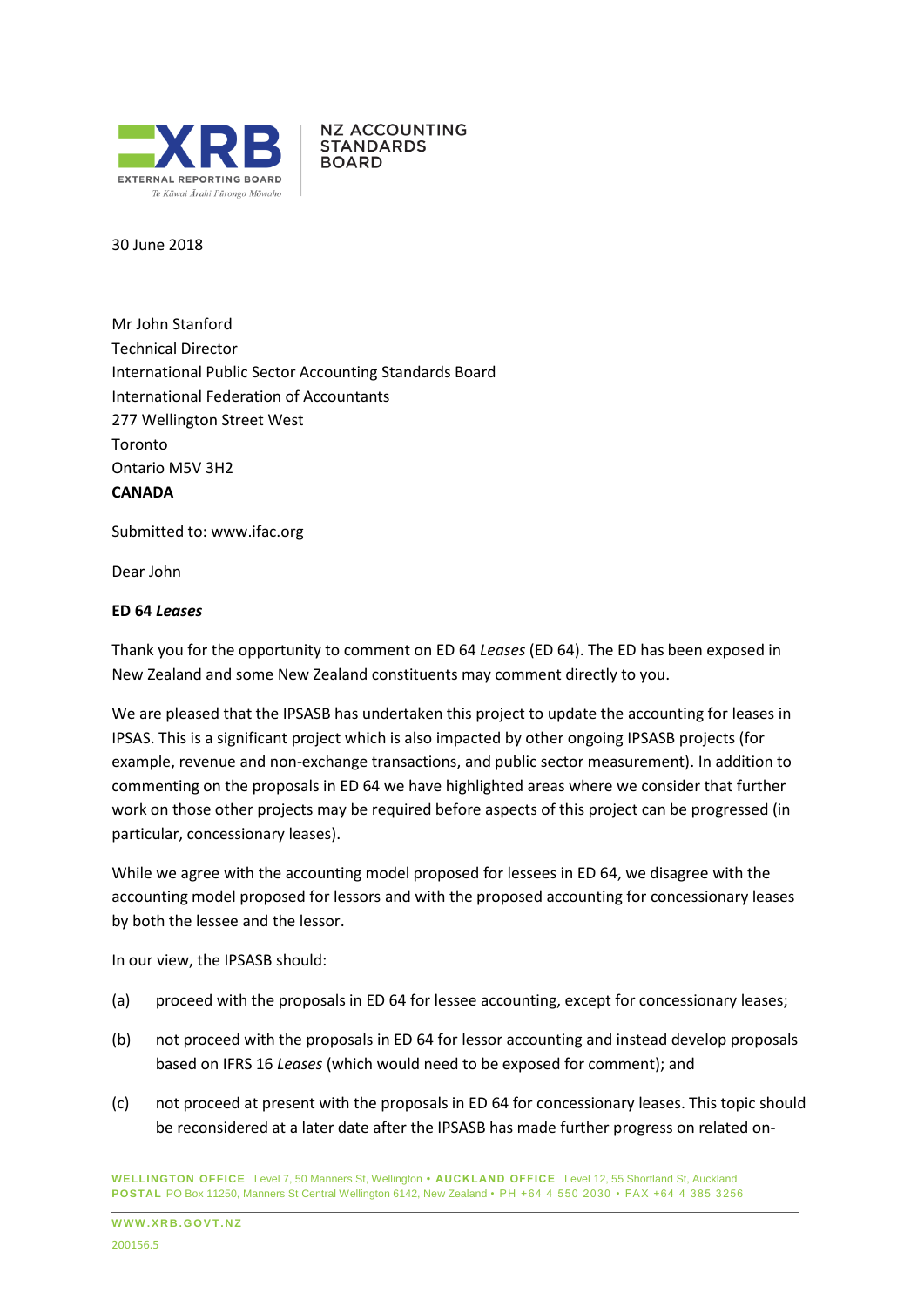**NZ ACCOUNTING STANDARDS BOARD**

30 June 2018

Mr John Stanford
Technical Director
International Public Sector Accounting Standards Board
International Federation of Accountants
277 Wellington Street West
Toronto
Ontario M5V 3H2
**CANADA**

Submitted to: www.ifac.org

Dear John

**ED 64 *Leases***

Thank you for the opportunity to comment on ED 64 *Leases* (ED 64). The ED has been exposed in New Zealand and some New Zealand constituents may comment directly to you.

We are pleased that the IPSASB has undertaken this project to update the accounting for leases in IPSAS. This is a significant project which is also impacted by other ongoing IPSASB projects (for example, revenue and non-exchange transactions, and public sector measurement). In addition to commenting on the proposals in ED 64 we have highlighted areas where we consider that further work on those other projects may be required before aspects of this project can be progressed (in particular, concessionary leases).

While we agree with the accounting model proposed for lessees in ED 64, we disagree with the accounting model proposed for lessors and with the proposed accounting for concessionary leases by both the lessee and the lessor.

In our view, the IPSASB should:

(a) proceed with the proposals in ED 64 for lessee accounting, except for concessionary leases;

(b) not proceed with the proposals in ED 64 for lessor accounting and instead develop proposals based on IFRS 16 *Leases* (which would need to be exposed for comment); and

(c) not proceed at present with the proposals in ED 64 for concessionary leases. This topic should be reconsidered at a later date after the IPSASB has made further progress on related on-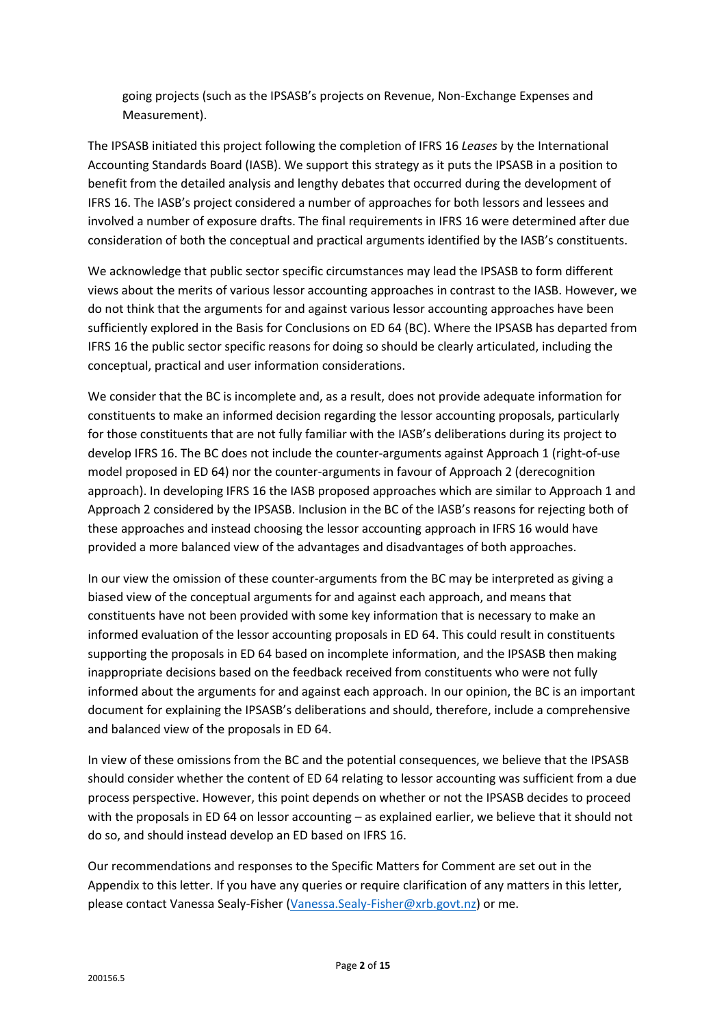going projects (such as the IPSASB's projects on Revenue, Non-Exchange Expenses and Measurement).

The IPSASB initiated this project following the completion of IFRS 16 *Leases* by the International Accounting Standards Board (IASB). We support this strategy as it puts the IPSASB in a position to benefit from the detailed analysis and lengthy debates that occurred during the development of IFRS 16. The IASB's project considered a number of approaches for both lessors and lessees and involved a number of exposure drafts. The final requirements in IFRS 16 were determined after due consideration of both the conceptual and practical arguments identified by the IASB's constituents.

We acknowledge that public sector specific circumstances may lead the IPSASB to form different views about the merits of various lessor accounting approaches in contrast to the IASB. However, we do not think that the arguments for and against various lessor accounting approaches have been sufficiently explored in the Basis for Conclusions on ED 64 (BC). Where the IPSASB has departed from IFRS 16 the public sector specific reasons for doing so should be clearly articulated, including the conceptual, practical and user information considerations.

We consider that the BC is incomplete and, as a result, does not provide adequate information for constituents to make an informed decision regarding the lessor accounting proposals, particularly for those constituents that are not fully familiar with the IASB's deliberations during its project to develop IFRS 16. The BC does not include the counter-arguments against Approach 1 (right-of-use model proposed in ED 64) nor the counter-arguments in favour of Approach 2 (derecognition approach). In developing IFRS 16 the IASB proposed approaches which are similar to Approach 1 and Approach 2 considered by the IPSASB. Inclusion in the BC of the IASB's reasons for rejecting both of these approaches and instead choosing the lessor accounting approach in IFRS 16 would have provided a more balanced view of the advantages and disadvantages of both approaches.

In our view the omission of these counter-arguments from the BC may be interpreted as giving a biased view of the conceptual arguments for and against each approach, and means that constituents have not been provided with some key information that is necessary to make an informed evaluation of the lessor accounting proposals in ED 64. This could result in constituents supporting the proposals in ED 64 based on incomplete information, and the IPSASB then making inappropriate decisions based on the feedback received from constituents who were not fully informed about the arguments for and against each approach. In our opinion, the BC is an important document for explaining the IPSASB's deliberations and should, therefore, include a comprehensive and balanced view of the proposals in ED 64.

In view of these omissions from the BC and the potential consequences, we believe that the IPSASB should consider whether the content of ED 64 relating to lessor accounting was sufficient from a due process perspective. However, this point depends on whether or not the IPSASB decides to proceed with the proposals in ED 64 on lessor accounting – as explained earlier, we believe that it should not do so, and should instead develop an ED based on IFRS 16.

Our recommendations and responses to the Specific Matters for Comment are set out in the Appendix to this letter. If you have any queries or require clarification of any matters in this letter, please contact Vanessa Sealy-Fisher (Vanessa.Sealy-Fisher@xrb.govt.nz) or me.

200156.5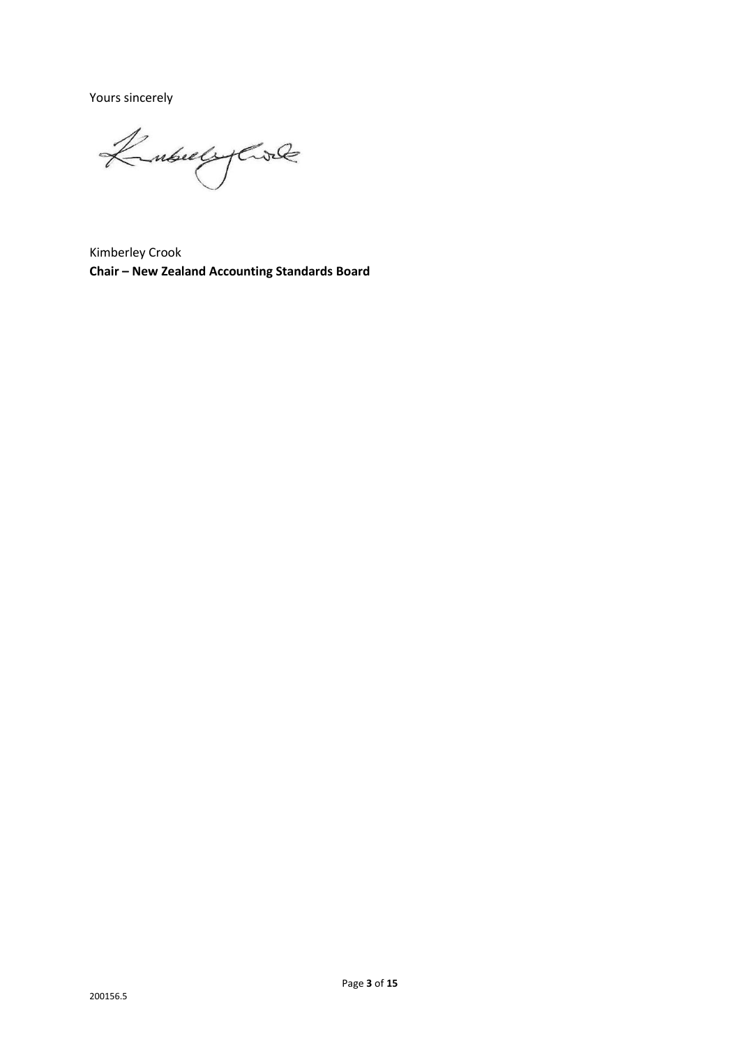Yours sincerely

Kimberley Crook
**Chair – New Zealand Accounting Standards Board**

200156.5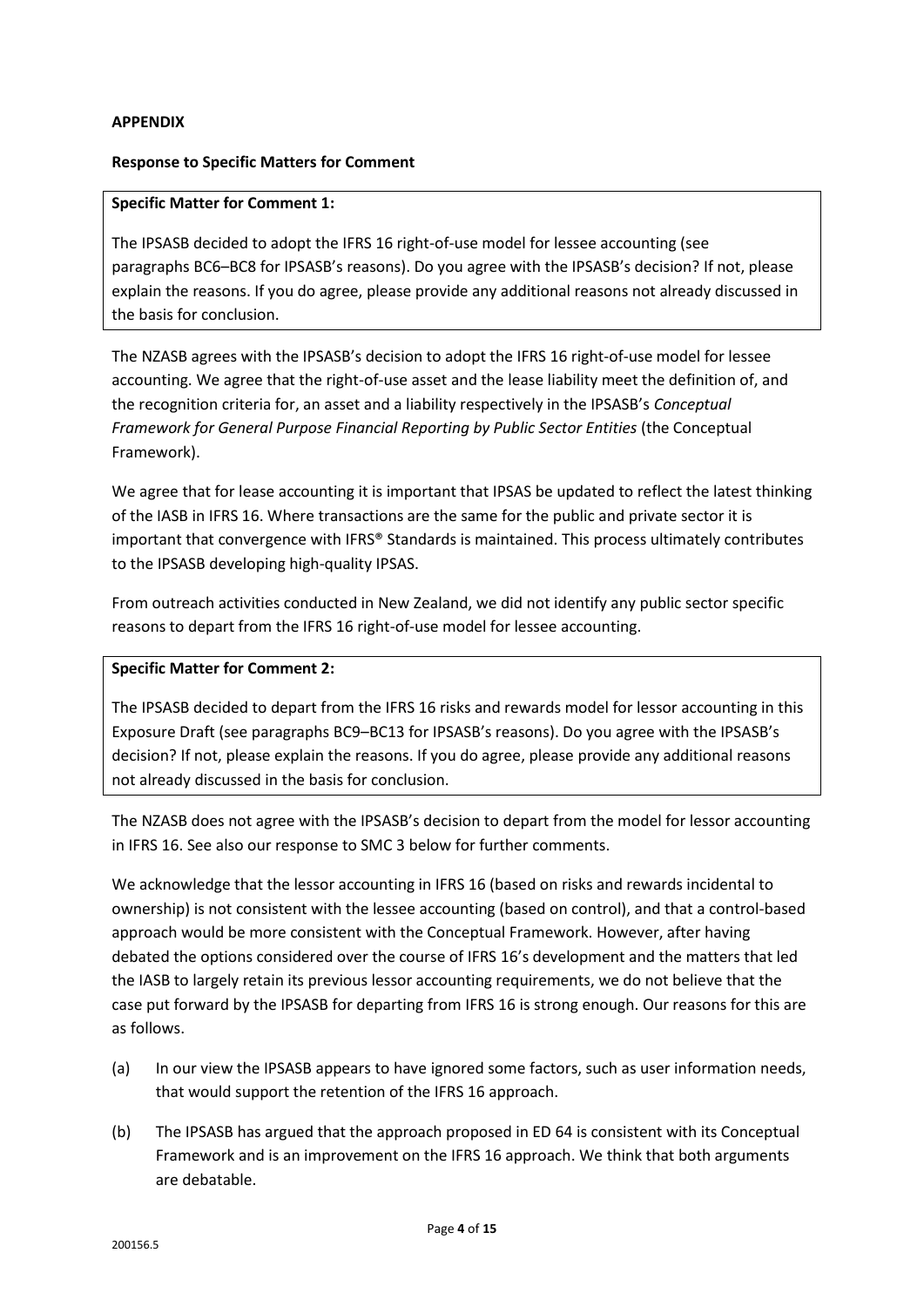**APPENDIX**

**Response to Specific Matters for Comment**

> **Specific Matter for Comment 1:**
>
> The IPSASB decided to adopt the IFRS 16 right-of-use model for lessee accounting (see paragraphs BC6–BC8 for IPSASB's reasons). Do you agree with the IPSASB's decision? If not, please explain the reasons. If you do agree, please provide any additional reasons not already discussed in the basis for conclusion.

The NZASB agrees with the IPSASB's decision to adopt the IFRS 16 right-of-use model for lessee accounting. We agree that the right-of-use asset and the lease liability meet the definition of, and the recognition criteria for, an asset and a liability respectively in the IPSASB's *Conceptual Framework for General Purpose Financial Reporting by Public Sector Entities* (the Conceptual Framework).

We agree that for lease accounting it is important that IPSAS be updated to reflect the latest thinking of the IASB in IFRS 16. Where transactions are the same for the public and private sector it is important that convergence with IFRS® Standards is maintained. This process ultimately contributes to the IPSASB developing high-quality IPSAS.

From outreach activities conducted in New Zealand, we did not identify any public sector specific reasons to depart from the IFRS 16 right-of-use model for lessee accounting.

> **Specific Matter for Comment 2:**
>
> The IPSASB decided to depart from the IFRS 16 risks and rewards model for lessor accounting in this Exposure Draft (see paragraphs BC9–BC13 for IPSASB's reasons). Do you agree with the IPSASB's decision? If not, please explain the reasons. If you do agree, please provide any additional reasons not already discussed in the basis for conclusion.

The NZASB does not agree with the IPSASB's decision to depart from the model for lessor accounting in IFRS 16. See also our response to SMC 3 below for further comments.

We acknowledge that the lessor accounting in IFRS 16 (based on risks and rewards incidental to ownership) is not consistent with the lessee accounting (based on control), and that a control-based approach would be more consistent with the Conceptual Framework. However, after having debated the options considered over the course of IFRS 16's development and the matters that led the IASB to largely retain its previous lessor accounting requirements, we do not believe that the case put forward by the IPSASB for departing from IFRS 16 is strong enough. Our reasons for this are as follows.

(a) In our view the IPSASB appears to have ignored some factors, such as user information needs, that would support the retention of the IFRS 16 approach.

(b) The IPSASB has argued that the approach proposed in ED 64 is consistent with its Conceptual Framework and is an improvement on the IFRS 16 approach. We think that both arguments are debatable.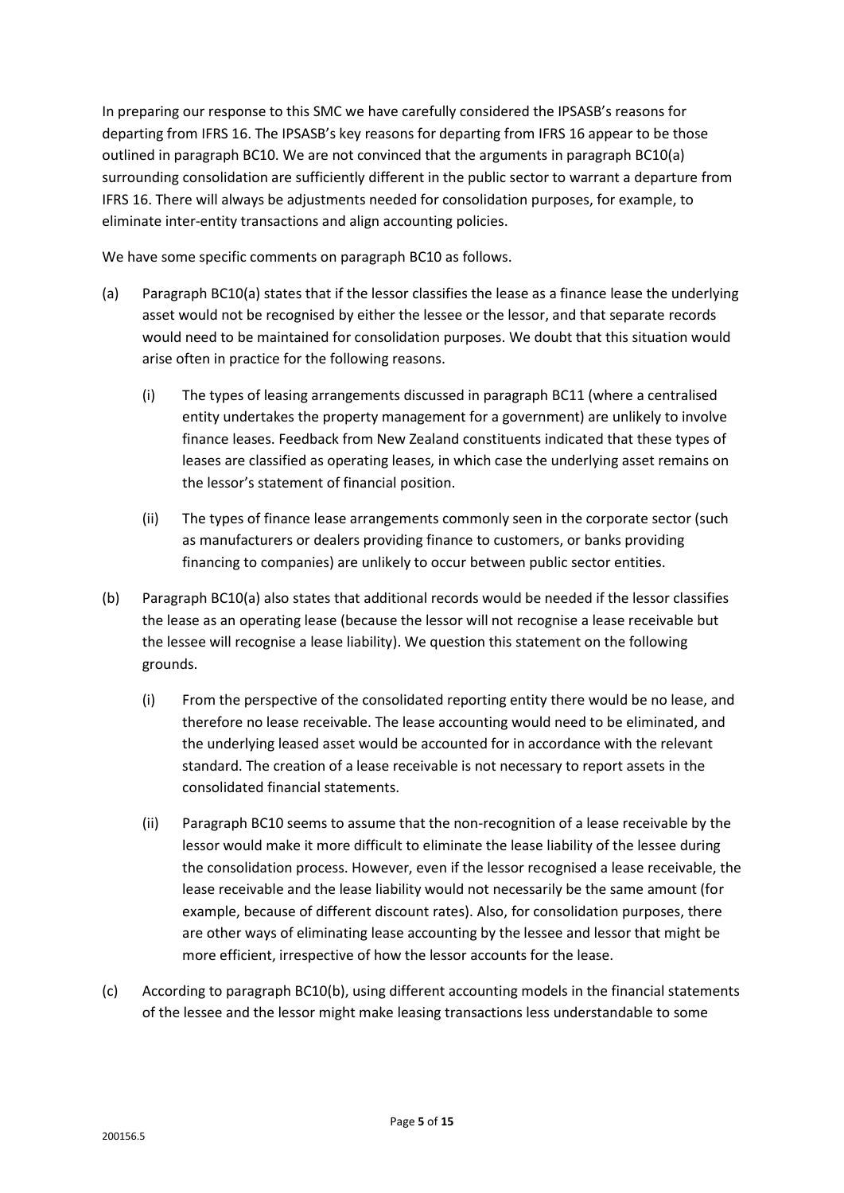In preparing our response to this SMC we have carefully considered the IPSASB's reasons for departing from IFRS 16. The IPSASB's key reasons for departing from IFRS 16 appear to be those outlined in paragraph BC10. We are not convinced that the arguments in paragraph BC10(a) surrounding consolidation are sufficiently different in the public sector to warrant a departure from IFRS 16. There will always be adjustments needed for consolidation purposes, for example, to eliminate inter-entity transactions and align accounting policies.

We have some specific comments on paragraph BC10 as follows.

(a) Paragraph BC10(a) states that if the lessor classifies the lease as a finance lease the underlying asset would not be recognised by either the lessee or the lessor, and that separate records would need to be maintained for consolidation purposes. We doubt that this situation would arise often in practice for the following reasons.

   (i) The types of leasing arrangements discussed in paragraph BC11 (where a centralised entity undertakes the property management for a government) are unlikely to involve finance leases. Feedback from New Zealand constituents indicated that these types of leases are classified as operating leases, in which case the underlying asset remains on the lessor's statement of financial position.

   (ii) The types of finance lease arrangements commonly seen in the corporate sector (such as manufacturers or dealers providing finance to customers, or banks providing financing to companies) are unlikely to occur between public sector entities.

(b) Paragraph BC10(a) also states that additional records would be needed if the lessor classifies the lease as an operating lease (because the lessor will not recognise a lease receivable but the lessee will recognise a lease liability). We question this statement on the following grounds.

   (i) From the perspective of the consolidated reporting entity there would be no lease, and therefore no lease receivable. The lease accounting would need to be eliminated, and the underlying leased asset would be accounted for in accordance with the relevant standard. The creation of a lease receivable is not necessary to report assets in the consolidated financial statements.

   (ii) Paragraph BC10 seems to assume that the non-recognition of a lease receivable by the lessor would make it more difficult to eliminate the lease liability of the lessee during the consolidation process. However, even if the lessor recognised a lease receivable, the lease receivable and the lease liability would not necessarily be the same amount (for example, because of different discount rates). Also, for consolidation purposes, there are other ways of eliminating lease accounting by the lessee and lessor that might be more efficient, irrespective of how the lessor accounts for the lease.

(c) According to paragraph BC10(b), using different accounting models in the financial statements of the lessee and the lessor might make leasing transactions less understandable to some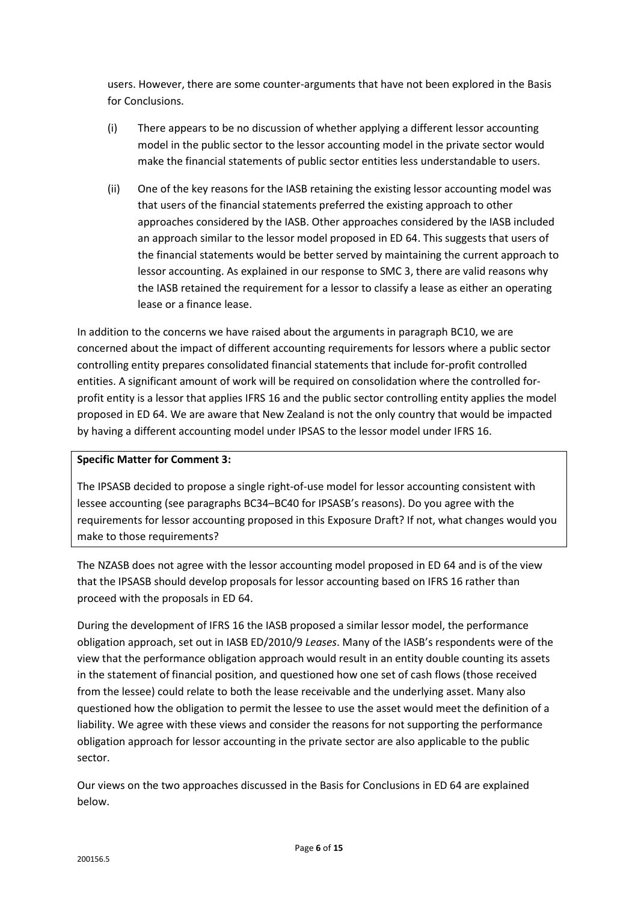users. However, there are some counter-arguments that have not been explored in the Basis for Conclusions.

(i) There appears to be no discussion of whether applying a different lessor accounting model in the public sector to the lessor accounting model in the private sector would make the financial statements of public sector entities less understandable to users.

(ii) One of the key reasons for the IASB retaining the existing lessor accounting model was that users of the financial statements preferred the existing approach to other approaches considered by the IASB. Other approaches considered by the IASB included an approach similar to the lessor model proposed in ED 64. This suggests that users of the financial statements would be better served by maintaining the current approach to lessor accounting. As explained in our response to SMC 3, there are valid reasons why the IASB retained the requirement for a lessor to classify a lease as either an operating lease or a finance lease.

In addition to the concerns we have raised about the arguments in paragraph BC10, we are concerned about the impact of different accounting requirements for lessors where a public sector controlling entity prepares consolidated financial statements that include for-profit controlled entities. A significant amount of work will be required on consolidation where the controlled for-profit entity is a lessor that applies IFRS 16 and the public sector controlling entity applies the model proposed in ED 64. We are aware that New Zealand is not the only country that would be impacted by having a different accounting model under IPSAS to the lessor model under IFRS 16.

**Specific Matter for Comment 3:**

The IPSASB decided to propose a single right-of-use model for lessor accounting consistent with lessee accounting (see paragraphs BC34–BC40 for IPSASB's reasons). Do you agree with the requirements for lessor accounting proposed in this Exposure Draft? If not, what changes would you make to those requirements?

The NZASB does not agree with the lessor accounting model proposed in ED 64 and is of the view that the IPSASB should develop proposals for lessor accounting based on IFRS 16 rather than proceed with the proposals in ED 64.

During the development of IFRS 16 the IASB proposed a similar lessor model, the performance obligation approach, set out in IASB ED/2010/9 *Leases*. Many of the IASB's respondents were of the view that the performance obligation approach would result in an entity double counting its assets in the statement of financial position, and questioned how one set of cash flows (those received from the lessee) could relate to both the lease receivable and the underlying asset. Many also questioned how the obligation to permit the lessee to use the asset would meet the definition of a liability. We agree with these views and consider the reasons for not supporting the performance obligation approach for lessor accounting in the private sector are also applicable to the public sector.

Our views on the two approaches discussed in the Basis for Conclusions in ED 64 are explained below.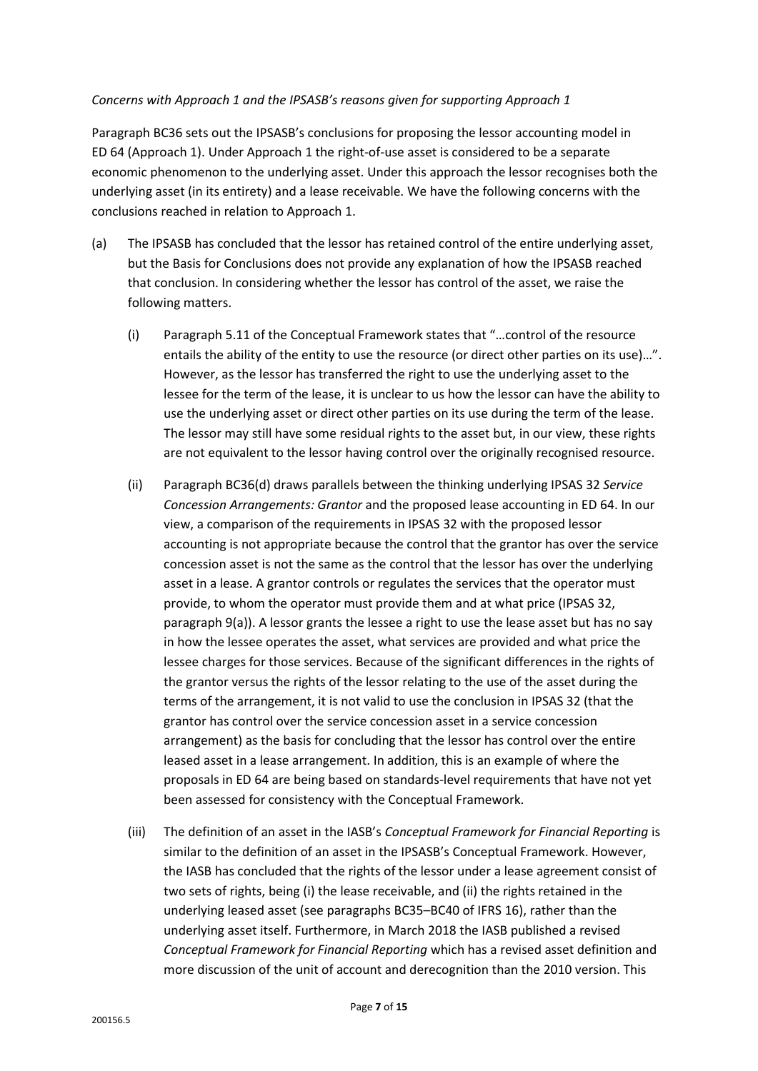*Concerns with Approach 1 and the IPSASB's reasons given for supporting Approach 1*

Paragraph BC36 sets out the IPSASB's conclusions for proposing the lessor accounting model in ED 64 (Approach 1). Under Approach 1 the right-of-use asset is considered to be a separate economic phenomenon to the underlying asset. Under this approach the lessor recognises both the underlying asset (in its entirety) and a lease receivable. We have the following concerns with the conclusions reached in relation to Approach 1.

(a) The IPSASB has concluded that the lessor has retained control of the entire underlying asset, but the Basis for Conclusions does not provide any explanation of how the IPSASB reached that conclusion. In considering whether the lessor has control of the asset, we raise the following matters.

   (i) Paragraph 5.11 of the Conceptual Framework states that "…control of the resource entails the ability of the entity to use the resource (or direct other parties on its use)…". However, as the lessor has transferred the right to use the underlying asset to the lessee for the term of the lease, it is unclear to us how the lessor can have the ability to use the underlying asset or direct other parties on its use during the term of the lease. The lessor may still have some residual rights to the asset but, in our view, these rights are not equivalent to the lessor having control over the originally recognised resource.

   (ii) Paragraph BC36(d) draws parallels between the thinking underlying IPSAS 32 *Service Concession Arrangements: Grantor* and the proposed lease accounting in ED 64. In our view, a comparison of the requirements in IPSAS 32 with the proposed lessor accounting is not appropriate because the control that the grantor has over the service concession asset is not the same as the control that the lessor has over the underlying asset in a lease. A grantor controls or regulates the services that the operator must provide, to whom the operator must provide them and at what price (IPSAS 32, paragraph 9(a)). A lessor grants the lessee a right to use the lease asset but has no say in how the lessee operates the asset, what services are provided and what price the lessee charges for those services. Because of the significant differences in the rights of the grantor versus the rights of the lessor relating to the use of the asset during the terms of the arrangement, it is not valid to use the conclusion in IPSAS 32 (that the grantor has control over the service concession asset in a service concession arrangement) as the basis for concluding that the lessor has control over the entire leased asset in a lease arrangement. In addition, this is an example of where the proposals in ED 64 are being based on standards-level requirements that have not yet been assessed for consistency with the Conceptual Framework.

   (iii) The definition of an asset in the IASB's *Conceptual Framework for Financial Reporting* is similar to the definition of an asset in the IPSASB's Conceptual Framework. However, the IASB has concluded that the rights of the lessor under a lease agreement consist of two sets of rights, being (i) the lease receivable, and (ii) the rights retained in the underlying leased asset (see paragraphs BC35–BC40 of IFRS 16), rather than the underlying asset itself. Furthermore, in March 2018 the IASB published a revised *Conceptual Framework for Financial Reporting* which has a revised asset definition and more discussion of the unit of account and derecognition than the 2010 version. This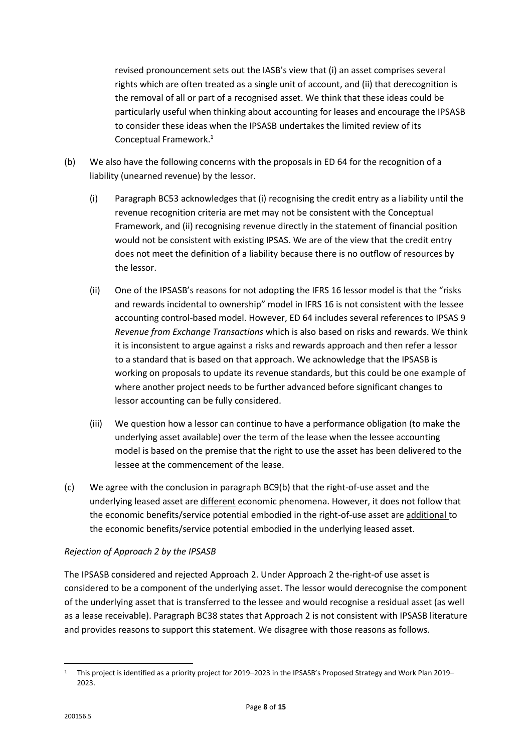revised pronouncement sets out the IASB's view that (i) an asset comprises several rights which are often treated as a single unit of account, and (ii) that derecognition is the removal of all or part of a recognised asset. We think that these ideas could be particularly useful when thinking about accounting for leases and encourage the IPSASB to consider these ideas when the IPSASB undertakes the limited review of its Conceptual Framework.[1]

(b) We also have the following concerns with the proposals in ED 64 for the recognition of a liability (unearned revenue) by the lessor.

   (i) Paragraph BC53 acknowledges that (i) recognising the credit entry as a liability until the revenue recognition criteria are met may not be consistent with the Conceptual Framework, and (ii) recognising revenue directly in the statement of financial position would not be consistent with existing IPSAS. We are of the view that the credit entry does not meet the definition of a liability because there is no outflow of resources by the lessor.

   (ii) One of the IPSASB's reasons for not adopting the IFRS 16 lessor model is that the "risks and rewards incidental to ownership" model in IFRS 16 is not consistent with the lessee accounting control-based model. However, ED 64 includes several references to IPSAS 9 *Revenue from Exchange Transactions* which is also based on risks and rewards. We think it is inconsistent to argue against a risks and rewards approach and then refer a lessor to a standard that is based on that approach. We acknowledge that the IPSASB is working on proposals to update its revenue standards, but this could be one example of where another project needs to be further advanced before significant changes to lessor accounting can be fully considered.

   (iii) We question how a lessor can continue to have a performance obligation (to make the underlying asset available) over the term of the lease when the lessee accounting model is based on the premise that the right to use the asset has been delivered to the lessee at the commencement of the lease.

(c) We agree with the conclusion in paragraph BC9(b) that the right-of-use asset and the underlying leased asset are <u>different</u> economic phenomena. However, it does not follow that the economic benefits/service potential embodied in the right-of-use asset are <u>additional</u> to the economic benefits/service potential embodied in the underlying leased asset.

*Rejection of Approach 2 by the IPSASB*

The IPSASB considered and rejected Approach 2. Under Approach 2 the-right-of use asset is considered to be a component of the underlying asset. The lessor would derecognise the component of the underlying asset that is transferred to the lessee and would recognise a residual asset (as well as a lease receivable). Paragraph BC38 states that Approach 2 is not consistent with IPSASB literature and provides reasons to support this statement. We disagree with those reasons as follows.

[1] This project is identified as a priority project for 2019–2023 in the IPSASB's Proposed Strategy and Work Plan 2019–2023.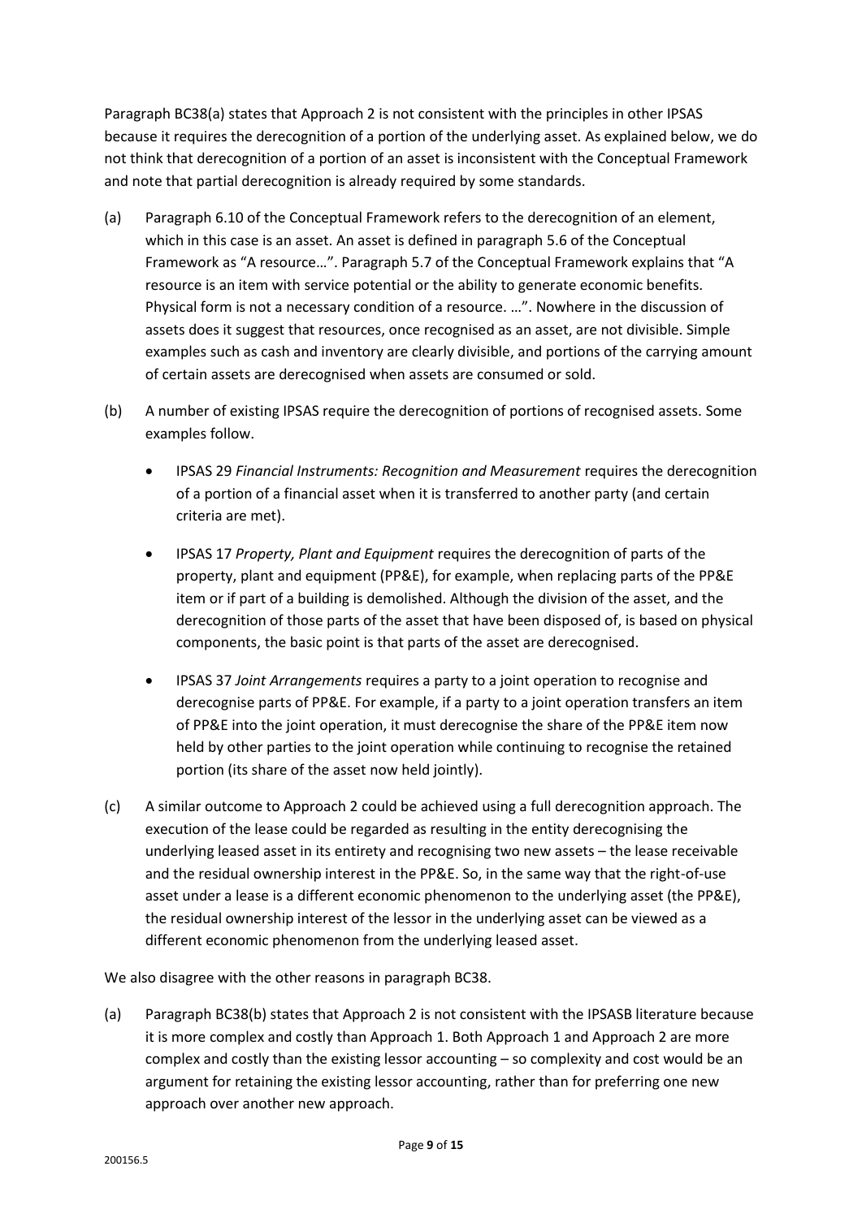Paragraph BC38(a) states that Approach 2 is not consistent with the principles in other IPSAS because it requires the derecognition of a portion of the underlying asset. As explained below, we do not think that derecognition of a portion of an asset is inconsistent with the Conceptual Framework and note that partial derecognition is already required by some standards.

(a) Paragraph 6.10 of the Conceptual Framework refers to the derecognition of an element, which in this case is an asset. An asset is defined in paragraph 5.6 of the Conceptual Framework as "A resource…". Paragraph 5.7 of the Conceptual Framework explains that "A resource is an item with service potential or the ability to generate economic benefits. Physical form is not a necessary condition of a resource. …". Nowhere in the discussion of assets does it suggest that resources, once recognised as an asset, are not divisible. Simple examples such as cash and inventory are clearly divisible, and portions of the carrying amount of certain assets are derecognised when assets are consumed or sold.

(b) A number of existing IPSAS require the derecognition of portions of recognised assets. Some examples follow.

- IPSAS 29 *Financial Instruments: Recognition and Measurement* requires the derecognition of a portion of a financial asset when it is transferred to another party (and certain criteria are met).
- IPSAS 17 *Property, Plant and Equipment* requires the derecognition of parts of the property, plant and equipment (PP&E), for example, when replacing parts of the PP&E item or if part of a building is demolished. Although the division of the asset, and the derecognition of those parts of the asset that have been disposed of, is based on physical components, the basic point is that parts of the asset are derecognised.
- IPSAS 37 *Joint Arrangements* requires a party to a joint operation to recognise and derecognise parts of PP&E. For example, if a party to a joint operation transfers an item of PP&E into the joint operation, it must derecognise the share of the PP&E item now held by other parties to the joint operation while continuing to recognise the retained portion (its share of the asset now held jointly).

(c) A similar outcome to Approach 2 could be achieved using a full derecognition approach. The execution of the lease could be regarded as resulting in the entity derecognising the underlying leased asset in its entirety and recognising two new assets – the lease receivable and the residual ownership interest in the PP&E. So, in the same way that the right-of-use asset under a lease is a different economic phenomenon to the underlying asset (the PP&E), the residual ownership interest of the lessor in the underlying asset can be viewed as a different economic phenomenon from the underlying leased asset.

We also disagree with the other reasons in paragraph BC38.

(a) Paragraph BC38(b) states that Approach 2 is not consistent with the IPSASB literature because it is more complex and costly than Approach 1. Both Approach 1 and Approach 2 are more complex and costly than the existing lessor accounting – so complexity and cost would be an argument for retaining the existing lessor accounting, rather than for preferring one new approach over another new approach.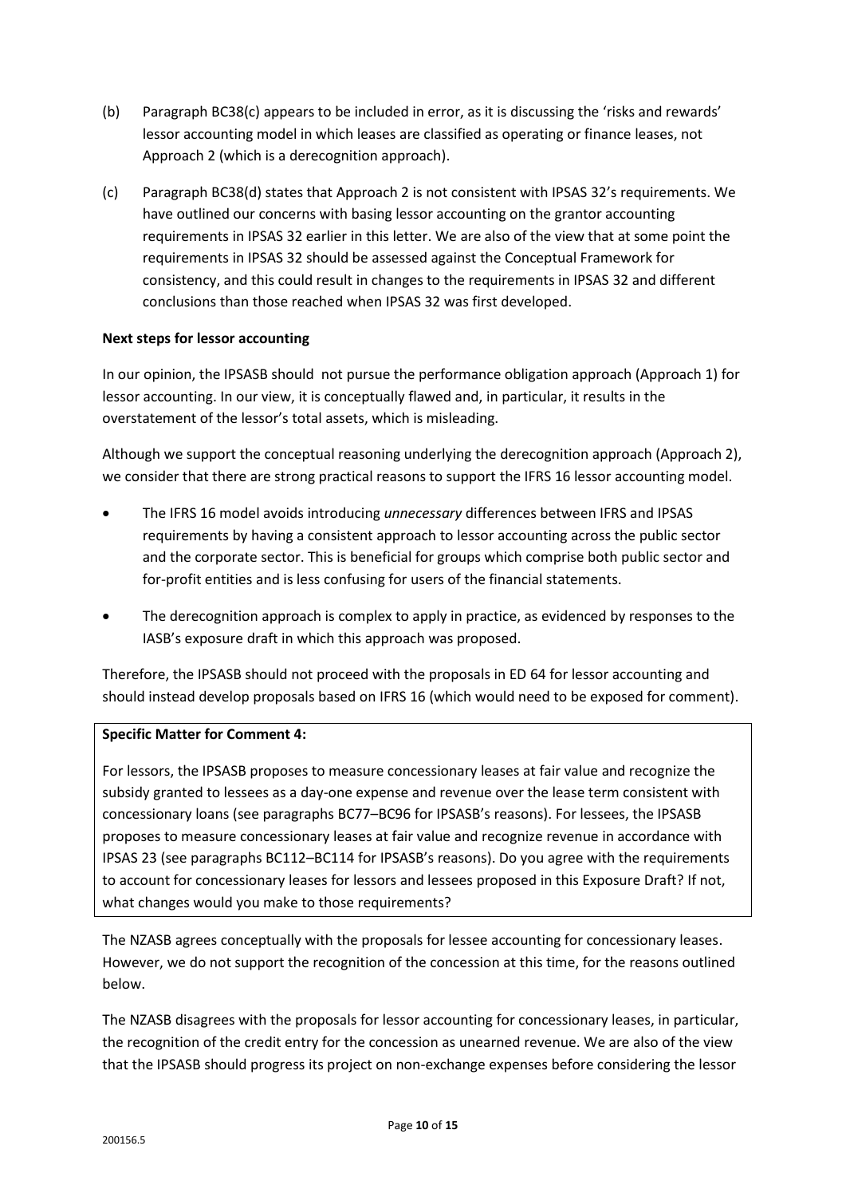(b) Paragraph BC38(c) appears to be included in error, as it is discussing the 'risks and rewards' lessor accounting model in which leases are classified as operating or finance leases, not Approach 2 (which is a derecognition approach).

(c) Paragraph BC38(d) states that Approach 2 is not consistent with IPSAS 32's requirements. We have outlined our concerns with basing lessor accounting on the grantor accounting requirements in IPSAS 32 earlier in this letter. We are also of the view that at some point the requirements in IPSAS 32 should be assessed against the Conceptual Framework for consistency, and this could result in changes to the requirements in IPSAS 32 and different conclusions than those reached when IPSAS 32 was first developed.

**Next steps for lessor accounting**

In our opinion, the IPSASB should not pursue the performance obligation approach (Approach 1) for lessor accounting. In our view, it is conceptually flawed and, in particular, it results in the overstatement of the lessor's total assets, which is misleading.

Although we support the conceptual reasoning underlying the derecognition approach (Approach 2), we consider that there are strong practical reasons to support the IFRS 16 lessor accounting model.

- The IFRS 16 model avoids introducing *unnecessary* differences between IFRS and IPSAS requirements by having a consistent approach to lessor accounting across the public sector and the corporate sector. This is beneficial for groups which comprise both public sector and for-profit entities and is less confusing for users of the financial statements.
- The derecognition approach is complex to apply in practice, as evidenced by responses to the IASB's exposure draft in which this approach was proposed.

Therefore, the IPSASB should not proceed with the proposals in ED 64 for lessor accounting and should instead develop proposals based on IFRS 16 (which would need to be exposed for comment).

**Specific Matter for Comment 4:**

For lessors, the IPSASB proposes to measure concessionary leases at fair value and recognize the subsidy granted to lessees as a day-one expense and revenue over the lease term consistent with concessionary loans (see paragraphs BC77–BC96 for IPSASB's reasons). For lessees, the IPSASB proposes to measure concessionary leases at fair value and recognize revenue in accordance with IPSAS 23 (see paragraphs BC112–BC114 for IPSASB's reasons). Do you agree with the requirements to account for concessionary leases for lessors and lessees proposed in this Exposure Draft? If not, what changes would you make to those requirements?

The NZASB agrees conceptually with the proposals for lessee accounting for concessionary leases. However, we do not support the recognition of the concession at this time, for the reasons outlined below.

The NZASB disagrees with the proposals for lessor accounting for concessionary leases, in particular, the recognition of the credit entry for the concession as unearned revenue. We are also of the view that the IPSASB should progress its project on non-exchange expenses before considering the lessor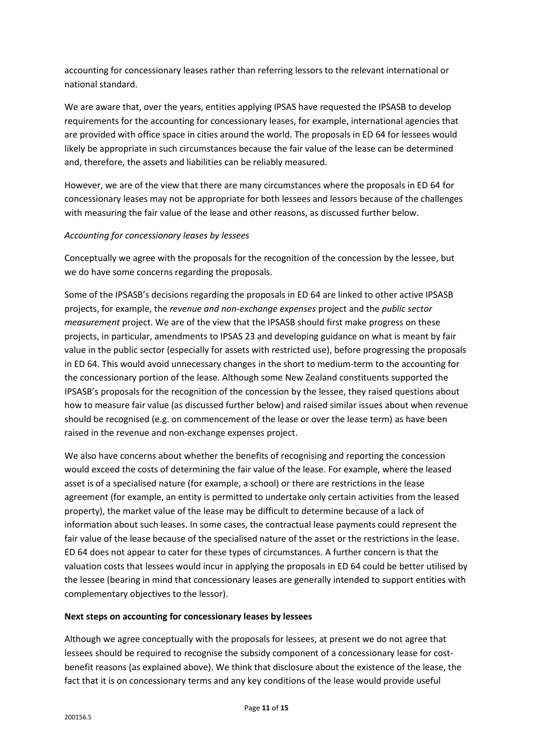accounting for concessionary leases rather than referring lessors to the relevant international or national standard.

We are aware that, over the years, entities applying IPSAS have requested the IPSASB to develop requirements for the accounting for concessionary leases, for example, international agencies that are provided with office space in cities around the world. The proposals in ED 64 for lessees would likely be appropriate in such circumstances because the fair value of the lease can be determined and, therefore, the assets and liabilities can be reliably measured.

However, we are of the view that there are many circumstances where the proposals in ED 64 for concessionary leases may not be appropriate for both lessees and lessors because of the challenges with measuring the fair value of the lease and other reasons, as discussed further below.

*Accounting for concessionary leases by lessees*

Conceptually we agree with the proposals for the recognition of the concession by the lessee, but we do have some concerns regarding the proposals.

Some of the IPSASB's decisions regarding the proposals in ED 64 are linked to other active IPSASB projects, for example, the *revenue and non-exchange expenses* project and the *public sector measurement* project. We are of the view that the IPSASB should first make progress on these projects, in particular, amendments to IPSAS 23 and developing guidance on what is meant by fair value in the public sector (especially for assets with restricted use), before progressing the proposals in ED 64. This would avoid unnecessary changes in the short to medium-term to the accounting for the concessionary portion of the lease. Although some New Zealand constituents supported the IPSASB's proposals for the recognition of the concession by the lessee, they raised questions about how to measure fair value (as discussed further below) and raised similar issues about when revenue should be recognised (e.g. on commencement of the lease or over the lease term) as have been raised in the revenue and non-exchange expenses project.

We also have concerns about whether the benefits of recognising and reporting the concession would exceed the costs of determining the fair value of the lease. For example, where the leased asset is of a specialised nature (for example, a school) or there are restrictions in the lease agreement (for example, an entity is permitted to undertake only certain activities from the leased property), the market value of the lease may be difficult to determine because of a lack of information about such leases. In some cases, the contractual lease payments could represent the fair value of the lease because of the specialised nature of the asset or the restrictions in the lease. ED 64 does not appear to cater for these types of circumstances. A further concern is that the valuation costs that lessees would incur in applying the proposals in ED 64 could be better utilised by the lessee (bearing in mind that concessionary leases are generally intended to support entities with complementary objectives to the lessor).

**Next steps on accounting for concessionary leases by lessees**

Although we agree conceptually with the proposals for lessees, at present we do not agree that lessees should be required to recognise the subsidy component of a concessionary lease for cost-benefit reasons (as explained above). We think that disclosure about the existence of the lease, the fact that it is on concessionary terms and any key conditions of the lease would provide useful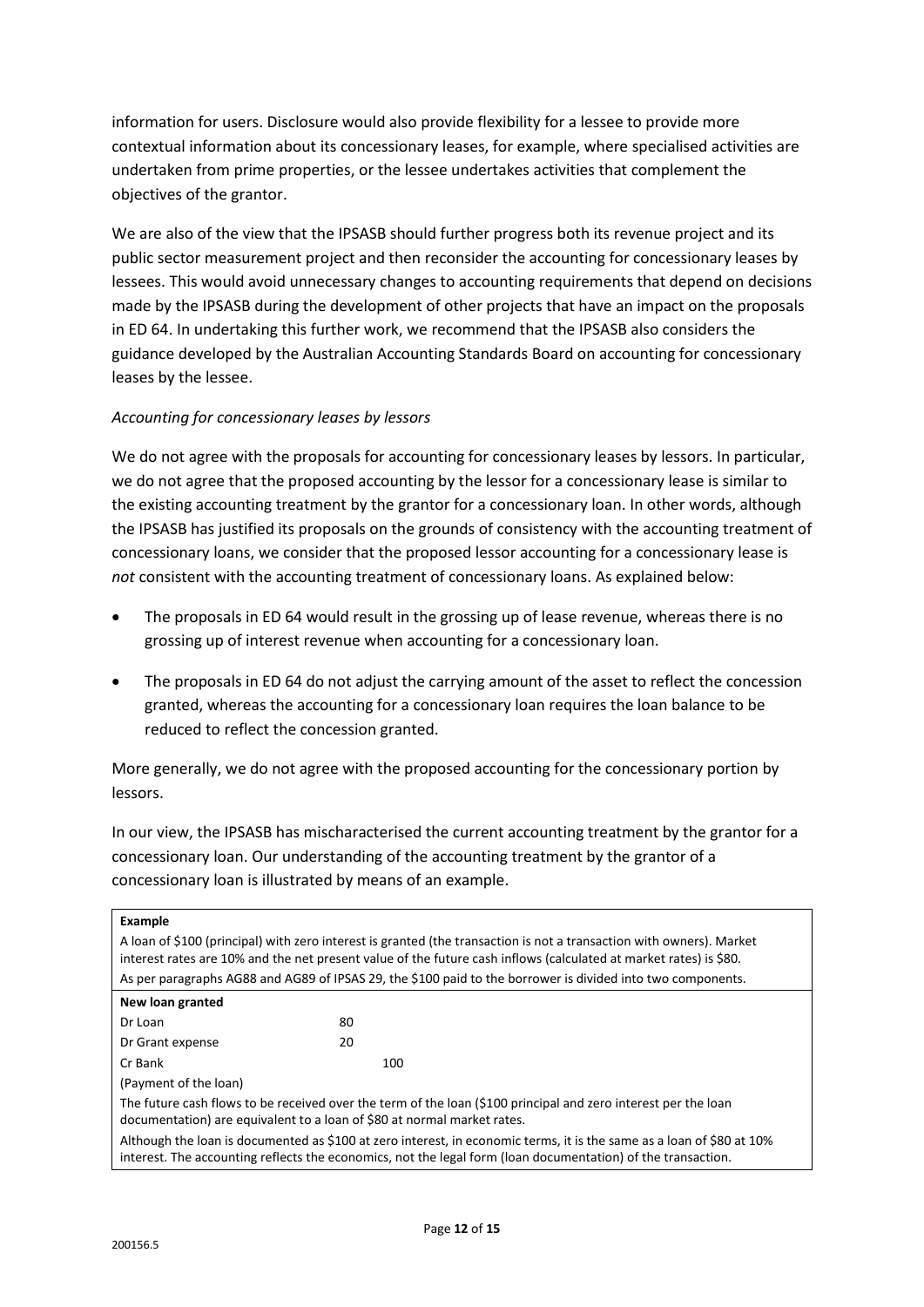information for users. Disclosure would also provide flexibility for a lessee to provide more contextual information about its concessionary leases, for example, where specialised activities are undertaken from prime properties, or the lessee undertakes activities that complement the objectives of the grantor.

We are also of the view that the IPSASB should further progress both its revenue project and its public sector measurement project and then reconsider the accounting for concessionary leases by lessees. This would avoid unnecessary changes to accounting requirements that depend on decisions made by the IPSASB during the development of other projects that have an impact on the proposals in ED 64. In undertaking this further work, we recommend that the IPSASB also considers the guidance developed by the Australian Accounting Standards Board on accounting for concessionary leases by the lessee.

*Accounting for concessionary leases by lessors*

We do not agree with the proposals for accounting for concessionary leases by lessors. In particular, we do not agree that the proposed accounting by the lessor for a concessionary lease is similar to the existing accounting treatment by the grantor for a concessionary loan. In other words, although the IPSASB has justified its proposals on the grounds of consistency with the accounting treatment of concessionary loans, we consider that the proposed lessor accounting for a concessionary lease is *not* consistent with the accounting treatment of concessionary loans. As explained below:

- The proposals in ED 64 would result in the grossing up of lease revenue, whereas there is no grossing up of interest revenue when accounting for a concessionary loan.
- The proposals in ED 64 do not adjust the carrying amount of the asset to reflect the concession granted, whereas the accounting for a concessionary loan requires the loan balance to be reduced to reflect the concession granted.

More generally, we do not agree with the proposed accounting for the concessionary portion by lessors.

In our view, the IPSASB has mischaracterised the current accounting treatment by the grantor for a concessionary loan. Our understanding of the accounting treatment by the grantor of a concessionary loan is illustrated by means of an example.

| **Example** | | |
|---|---|---|
| A loan of $100 (principal) with zero interest is granted (the transaction is not a transaction with owners). Market interest rates are 10% and the net present value of the future cash inflows (calculated at market rates) is $80. As per paragraphs AG88 and AG89 of IPSAS 29, the $100 paid to the borrower is divided into two components. | | |
| **New loan granted** | | |
| Dr Loan | 80 | |
| Dr Grant expense | 20 | |
| Cr Bank | | 100 |
| (Payment of the loan) | | |
| The future cash flows to be received over the term of the loan ($100 principal and zero interest per the loan documentation) are equivalent to a loan of $80 at normal market rates. | | |
| Although the loan is documented as $100 at zero interest, in economic terms, it is the same as a loan of $80 at 10% interest. The accounting reflects the economics, not the legal form (loan documentation) of the transaction. | | |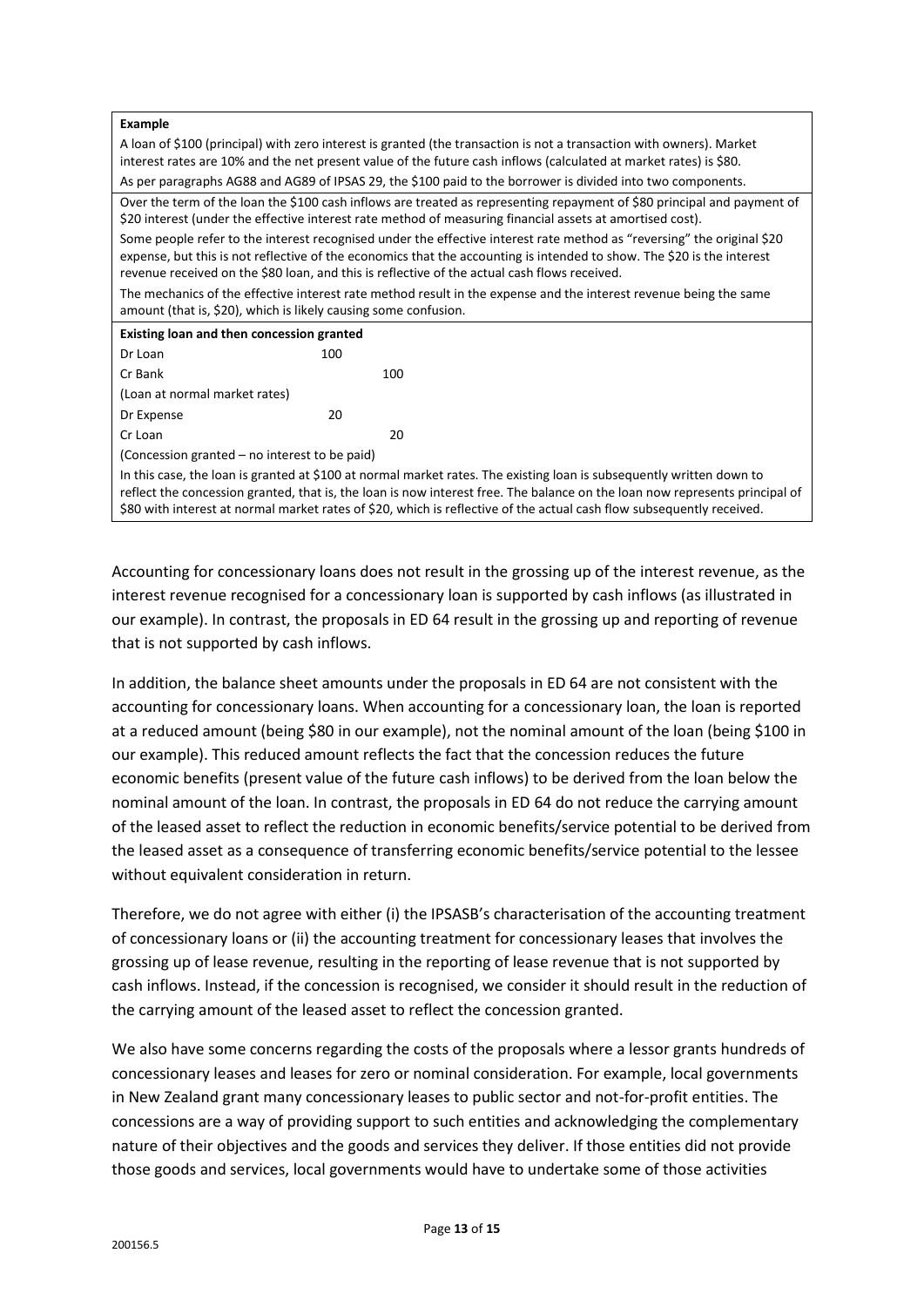| Example |
| --- |
| A loan of \$100 (principal) with zero interest is granted (the transaction is not a transaction with owners). Market interest rates are 10% and the net present value of the future cash inflows (calculated at market rates) is \$80.<br>As per paragraphs AG88 and AG89 of IPSAS 29, the \$100 paid to the borrower is divided into two components. |
| Over the term of the loan the \$100 cash inflows are treated as representing repayment of \$80 principal and payment of \$20 interest (under the effective interest rate method of measuring financial assets at amortised cost).<br>Some people refer to the interest recognised under the effective interest rate method as "reversing" the original \$20 expense, but this is not reflective of the economics that the accounting is intended to show. The \$20 is the interest revenue received on the \$80 loan, and this is reflective of the actual cash flows received.<br>The mechanics of the effective interest rate method result in the expense and the interest revenue being the same amount (that is, \$20), which is likely causing some confusion. |

**Existing loan and then concession granted**

| | Dr | Cr |
| --- | --- | --- |
| Dr Loan | 100 | |
| Cr Bank | | 100 |
| (Loan at normal market rates) | | |
| Dr Expense | 20 | |
| Cr Loan | | 20 |
| (Concession granted – no interest to be paid) | | |

In this case, the loan is granted at \$100 at normal market rates. The existing loan is subsequently written down to reflect the concession granted, that is, the loan is now interest free. The balance on the loan now represents principal of \$80 with interest at normal market rates of \$20, which is reflective of the actual cash flow subsequently received.

Accounting for concessionary loans does not result in the grossing up of the interest revenue, as the interest revenue recognised for a concessionary loan is supported by cash inflows (as illustrated in our example). In contrast, the proposals in ED 64 result in the grossing up and reporting of revenue that is not supported by cash inflows.

In addition, the balance sheet amounts under the proposals in ED 64 are not consistent with the accounting for concessionary loans. When accounting for a concessionary loan, the loan is reported at a reduced amount (being \$80 in our example), not the nominal amount of the loan (being \$100 in our example). This reduced amount reflects the fact that the concession reduces the future economic benefits (present value of the future cash inflows) to be derived from the loan below the nominal amount of the loan. In contrast, the proposals in ED 64 do not reduce the carrying amount of the leased asset to reflect the reduction in economic benefits/service potential to be derived from the leased asset as a consequence of transferring economic benefits/service potential to the lessee without equivalent consideration in return.

Therefore, we do not agree with either (i) the IPSASB's characterisation of the accounting treatment of concessionary loans or (ii) the accounting treatment for concessionary leases that involves the grossing up of lease revenue, resulting in the reporting of lease revenue that is not supported by cash inflows. Instead, if the concession is recognised, we consider it should result in the reduction of the carrying amount of the leased asset to reflect the concession granted.

We also have some concerns regarding the costs of the proposals where a lessor grants hundreds of concessionary leases and leases for zero or nominal consideration. For example, local governments in New Zealand grant many concessionary leases to public sector and not-for-profit entities. The concessions are a way of providing support to such entities and acknowledging the complementary nature of their objectives and the goods and services they deliver. If those entities did not provide those goods and services, local governments would have to undertake some of those activities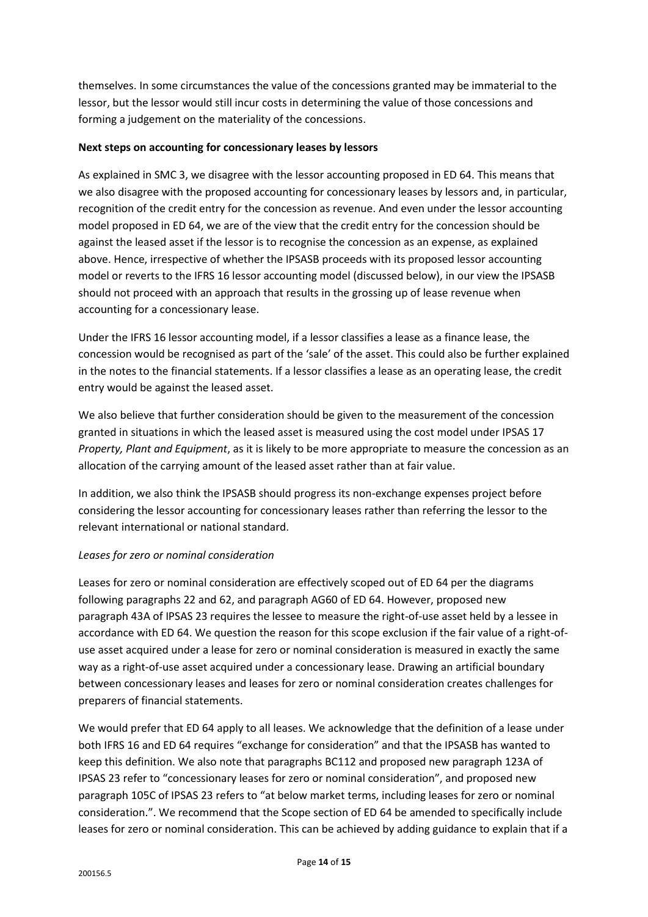themselves. In some circumstances the value of the concessions granted may be immaterial to the lessor, but the lessor would still incur costs in determining the value of those concessions and forming a judgement on the materiality of the concessions.

**Next steps on accounting for concessionary leases by lessors**

As explained in SMC 3, we disagree with the lessor accounting proposed in ED 64. This means that we also disagree with the proposed accounting for concessionary leases by lessors and, in particular, recognition of the credit entry for the concession as revenue. And even under the lessor accounting model proposed in ED 64, we are of the view that the credit entry for the concession should be against the leased asset if the lessor is to recognise the concession as an expense, as explained above. Hence, irrespective of whether the IPSASB proceeds with its proposed lessor accounting model or reverts to the IFRS 16 lessor accounting model (discussed below), in our view the IPSASB should not proceed with an approach that results in the grossing up of lease revenue when accounting for a concessionary lease.

Under the IFRS 16 lessor accounting model, if a lessor classifies a lease as a finance lease, the concession would be recognised as part of the 'sale' of the asset. This could also be further explained in the notes to the financial statements. If a lessor classifies a lease as an operating lease, the credit entry would be against the leased asset.

We also believe that further consideration should be given to the measurement of the concession granted in situations in which the leased asset is measured using the cost model under IPSAS 17 *Property, Plant and Equipment*, as it is likely to be more appropriate to measure the concession as an allocation of the carrying amount of the leased asset rather than at fair value.

In addition, we also think the IPSASB should progress its non-exchange expenses project before considering the lessor accounting for concessionary leases rather than referring the lessor to the relevant international or national standard.

*Leases for zero or nominal consideration*

Leases for zero or nominal consideration are effectively scoped out of ED 64 per the diagrams following paragraphs 22 and 62, and paragraph AG60 of ED 64. However, proposed new paragraph 43A of IPSAS 23 requires the lessee to measure the right-of-use asset held by a lessee in accordance with ED 64. We question the reason for this scope exclusion if the fair value of a right-of-use asset acquired under a lease for zero or nominal consideration is measured in exactly the same way as a right-of-use asset acquired under a concessionary lease. Drawing an artificial boundary between concessionary leases and leases for zero or nominal consideration creates challenges for preparers of financial statements.

We would prefer that ED 64 apply to all leases. We acknowledge that the definition of a lease under both IFRS 16 and ED 64 requires "exchange for consideration" and that the IPSASB has wanted to keep this definition. We also note that paragraphs BC112 and proposed new paragraph 123A of IPSAS 23 refer to "concessionary leases for zero or nominal consideration", and proposed new paragraph 105C of IPSAS 23 refers to "at below market terms, including leases for zero or nominal consideration.". We recommend that the Scope section of ED 64 be amended to specifically include leases for zero or nominal consideration. This can be achieved by adding guidance to explain that if a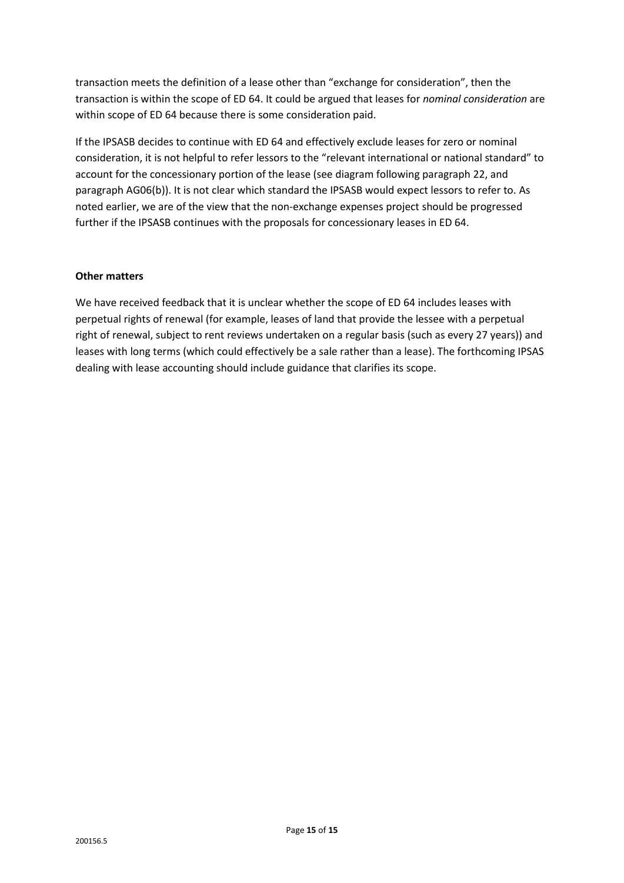transaction meets the definition of a lease other than "exchange for consideration", then the transaction is within the scope of ED 64. It could be argued that leases for *nominal consideration* are within scope of ED 64 because there is some consideration paid.

If the IPSASB decides to continue with ED 64 and effectively exclude leases for zero or nominal consideration, it is not helpful to refer lessors to the "relevant international or national standard" to account for the concessionary portion of the lease (see diagram following paragraph 22, and paragraph AG06(b)). It is not clear which standard the IPSASB would expect lessors to refer to. As noted earlier, we are of the view that the non-exchange expenses project should be progressed further if the IPSASB continues with the proposals for concessionary leases in ED 64.

**Other matters**

We have received feedback that it is unclear whether the scope of ED 64 includes leases with perpetual rights of renewal (for example, leases of land that provide the lessee with a perpetual right of renewal, subject to rent reviews undertaken on a regular basis (such as every 27 years)) and leases with long terms (which could effectively be a sale rather than a lease). The forthcoming IPSAS dealing with lease accounting should include guidance that clarifies its scope.